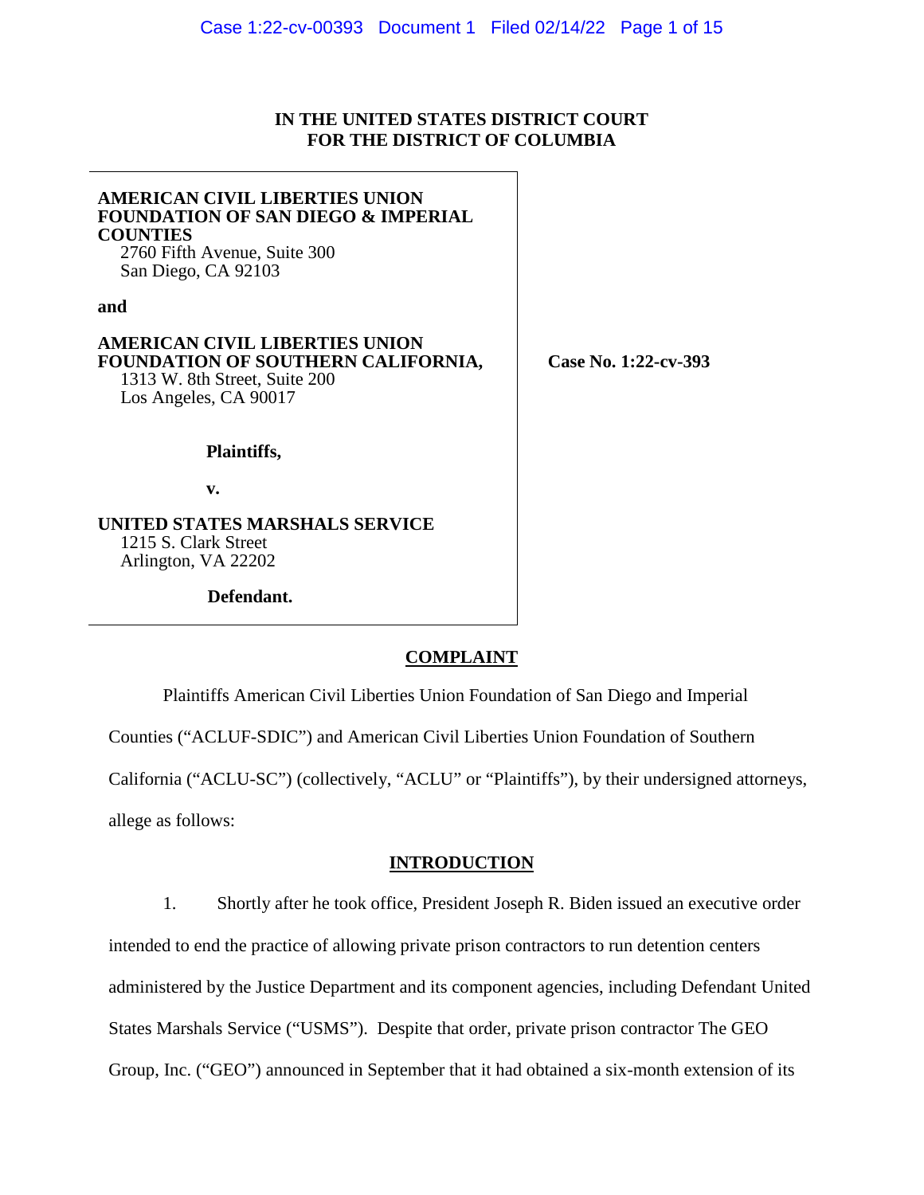**IN THE UNITED STATES DISTRICT COURT**
**FOR THE DISTRICT OF COLUMBIA**

**AMERICAN CIVIL LIBERTIES UNION FOUNDATION OF SAN DIEGO & IMPERIAL COUNTIES**
2760 Fifth Avenue, Suite 300
San Diego, CA 92103

**and**

**AMERICAN CIVIL LIBERTIES UNION FOUNDATION OF SOUTHERN CALIFORNIA,**
1313 W. 8th Street, Suite 200
Los Angeles, CA 90017

**Plaintiffs,**

**v.**

**UNITED STATES MARSHALS SERVICE**
1215 S. Clark Street
Arlington, VA 22202

**Defendant.**

**Case No. 1:22-cv-393**

## COMPLAINT

Plaintiffs American Civil Liberties Union Foundation of San Diego and Imperial Counties ("ACLUF-SDIC") and American Civil Liberties Union Foundation of Southern California ("ACLU-SC") (collectively, "ACLU" or "Plaintiffs"), by their undersigned attorneys, allege as follows:

## INTRODUCTION

1. Shortly after he took office, President Joseph R. Biden issued an executive order intended to end the practice of allowing private prison contractors to run detention centers administered by the Justice Department and its component agencies, including Defendant United States Marshals Service ("USMS"). Despite that order, private prison contractor The GEO Group, Inc. ("GEO") announced in September that it had obtained a six-month extension of its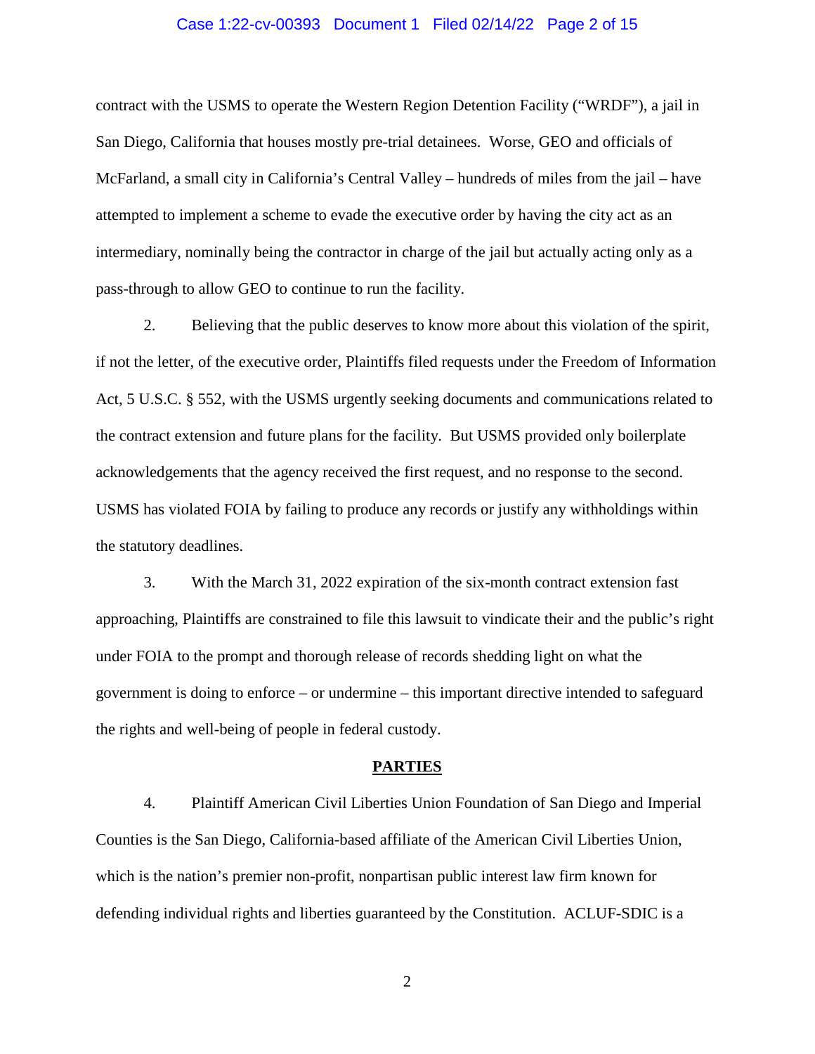contract with the USMS to operate the Western Region Detention Facility ("WRDF"), a jail in San Diego, California that houses mostly pre-trial detainees. Worse, GEO and officials of McFarland, a small city in California's Central Valley – hundreds of miles from the jail – have attempted to implement a scheme to evade the executive order by having the city act as an intermediary, nominally being the contractor in charge of the jail but actually acting only as a pass-through to allow GEO to continue to run the facility.

2. Believing that the public deserves to know more about this violation of the spirit, if not the letter, of the executive order, Plaintiffs filed requests under the Freedom of Information Act, 5 U.S.C. § 552, with the USMS urgently seeking documents and communications related to the contract extension and future plans for the facility. But USMS provided only boilerplate acknowledgements that the agency received the first request, and no response to the second. USMS has violated FOIA by failing to produce any records or justify any withholdings within the statutory deadlines.

3. With the March 31, 2022 expiration of the six-month contract extension fast approaching, Plaintiffs are constrained to file this lawsuit to vindicate their and the public's right under FOIA to the prompt and thorough release of records shedding light on what the government is doing to enforce – or undermine – this important directive intended to safeguard the rights and well-being of people in federal custody.

## PARTIES

4. Plaintiff American Civil Liberties Union Foundation of San Diego and Imperial Counties is the San Diego, California-based affiliate of the American Civil Liberties Union, which is the nation's premier non-profit, nonpartisan public interest law firm known for defending individual rights and liberties guaranteed by the Constitution. ACLUF-SDIC is a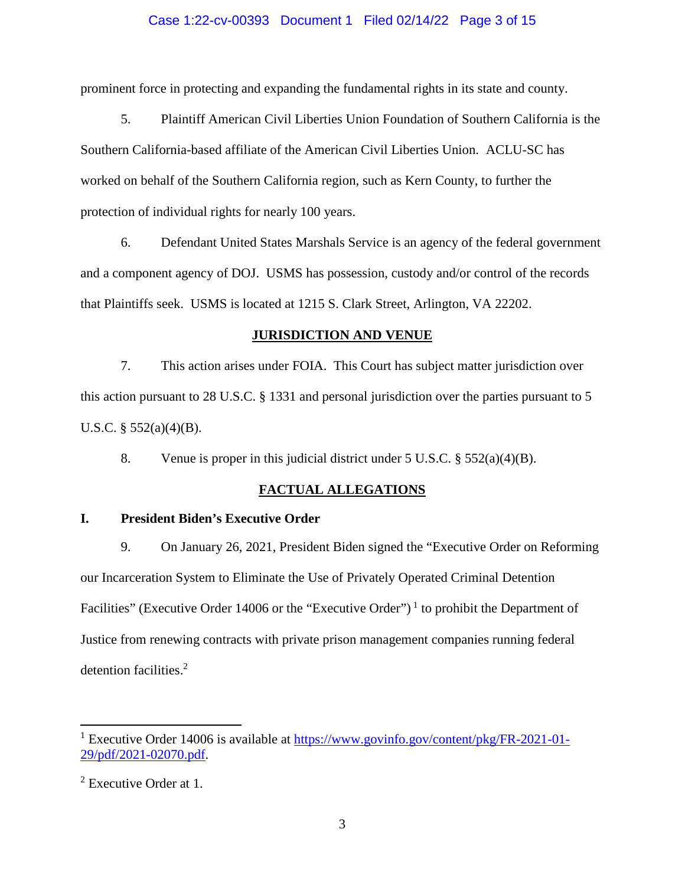prominent force in protecting and expanding the fundamental rights in its state and county.

5. Plaintiff American Civil Liberties Union Foundation of Southern California is the Southern California-based affiliate of the American Civil Liberties Union. ACLU-SC has worked on behalf of the Southern California region, such as Kern County, to further the protection of individual rights for nearly 100 years.

6. Defendant United States Marshals Service is an agency of the federal government and a component agency of DOJ. USMS has possession, custody and/or control of the records that Plaintiffs seek. USMS is located at 1215 S. Clark Street, Arlington, VA 22202.

## JURISDICTION AND VENUE

7. This action arises under FOIA. This Court has subject matter jurisdiction over this action pursuant to 28 U.S.C. § 1331 and personal jurisdiction over the parties pursuant to 5 U.S.C. § 552(a)(4)(B).

8. Venue is proper in this judicial district under 5 U.S.C. § 552(a)(4)(B).

## FACTUAL ALLEGATIONS

### I. President Biden's Executive Order

9. On January 26, 2021, President Biden signed the "Executive Order on Reforming our Incarceration System to Eliminate the Use of Privately Operated Criminal Detention Facilities" (Executive Order 14006 or the "Executive Order") [1] to prohibit the Department of Justice from renewing contracts with private prison management companies running federal detention facilities.[2]

---

[1] Executive Order 14006 is available at https://www.govinfo.gov/content/pkg/FR-2021-01-29/pdf/2021-02070.pdf.

[2] Executive Order at 1.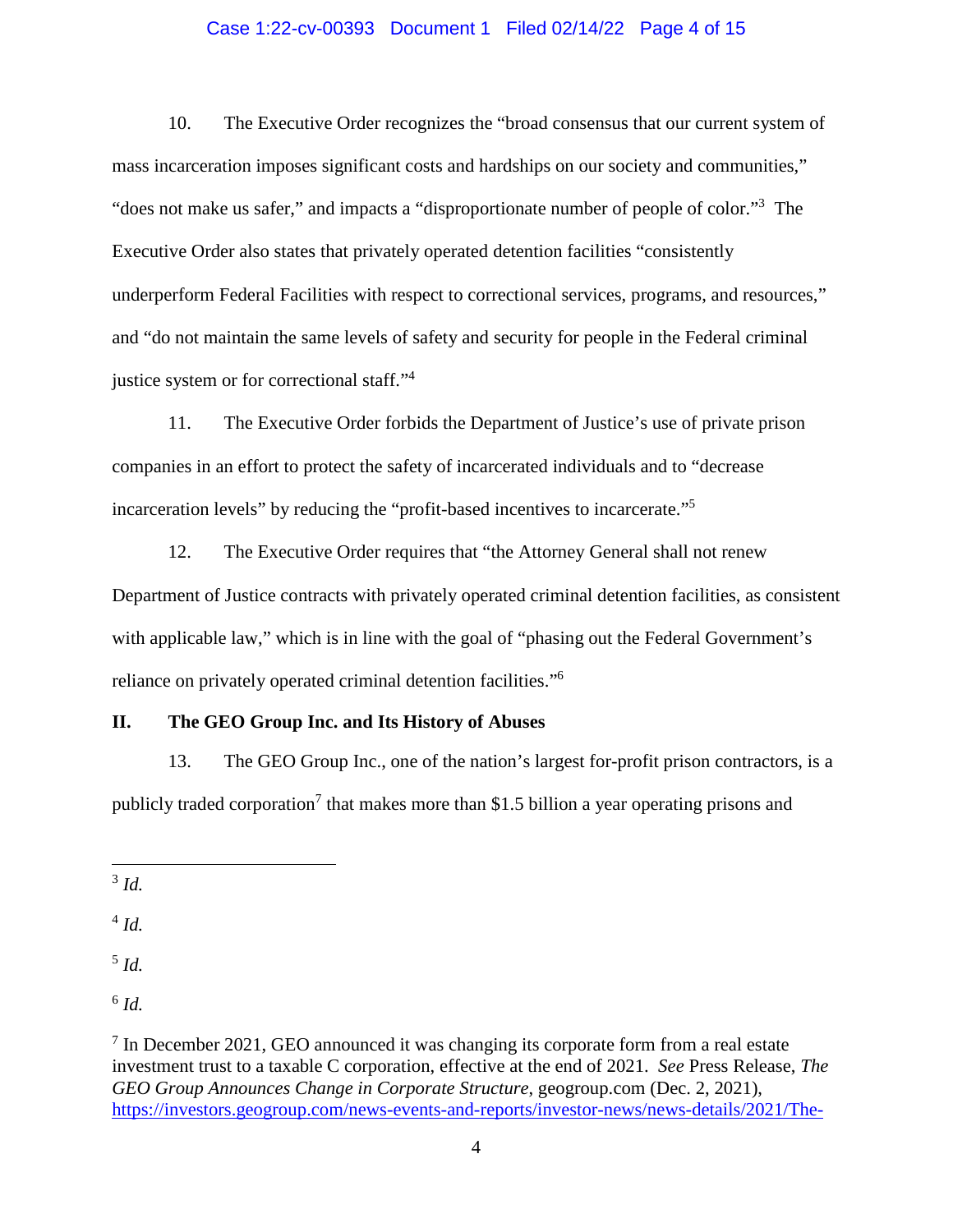10. The Executive Order recognizes the "broad consensus that our current system of mass incarceration imposes significant costs and hardships on our society and communities," "does not make us safer," and impacts a "disproportionate number of people of color."[3] The Executive Order also states that privately operated detention facilities "consistently underperform Federal Facilities with respect to correctional services, programs, and resources," and "do not maintain the same levels of safety and security for people in the Federal criminal justice system or for correctional staff."[4]

11. The Executive Order forbids the Department of Justice's use of private prison companies in an effort to protect the safety of incarcerated individuals and to "decrease incarceration levels" by reducing the "profit-based incentives to incarcerate."[5]

12. The Executive Order requires that "the Attorney General shall not renew Department of Justice contracts with privately operated criminal detention facilities, as consistent with applicable law," which is in line with the goal of "phasing out the Federal Government's reliance on privately operated criminal detention facilities."[6]

## II. The GEO Group Inc. and Its History of Abuses

13. The GEO Group Inc., one of the nation's largest for-profit prison contractors, is a publicly traded corporation[7] that makes more than $1.5 billion a year operating prisons and

---

[3] *Id.*

[4] *Id.*

[5] *Id.*

[6] *Id.*

[7] In December 2021, GEO announced it was changing its corporate form from a real estate investment trust to a taxable C corporation, effective at the end of 2021. *See* Press Release, *The GEO Group Announces Change in Corporate Structure*, geogroup.com (Dec. 2, 2021), https://investors.geogroup.com/news-events-and-reports/investor-news/news-details/2021/The-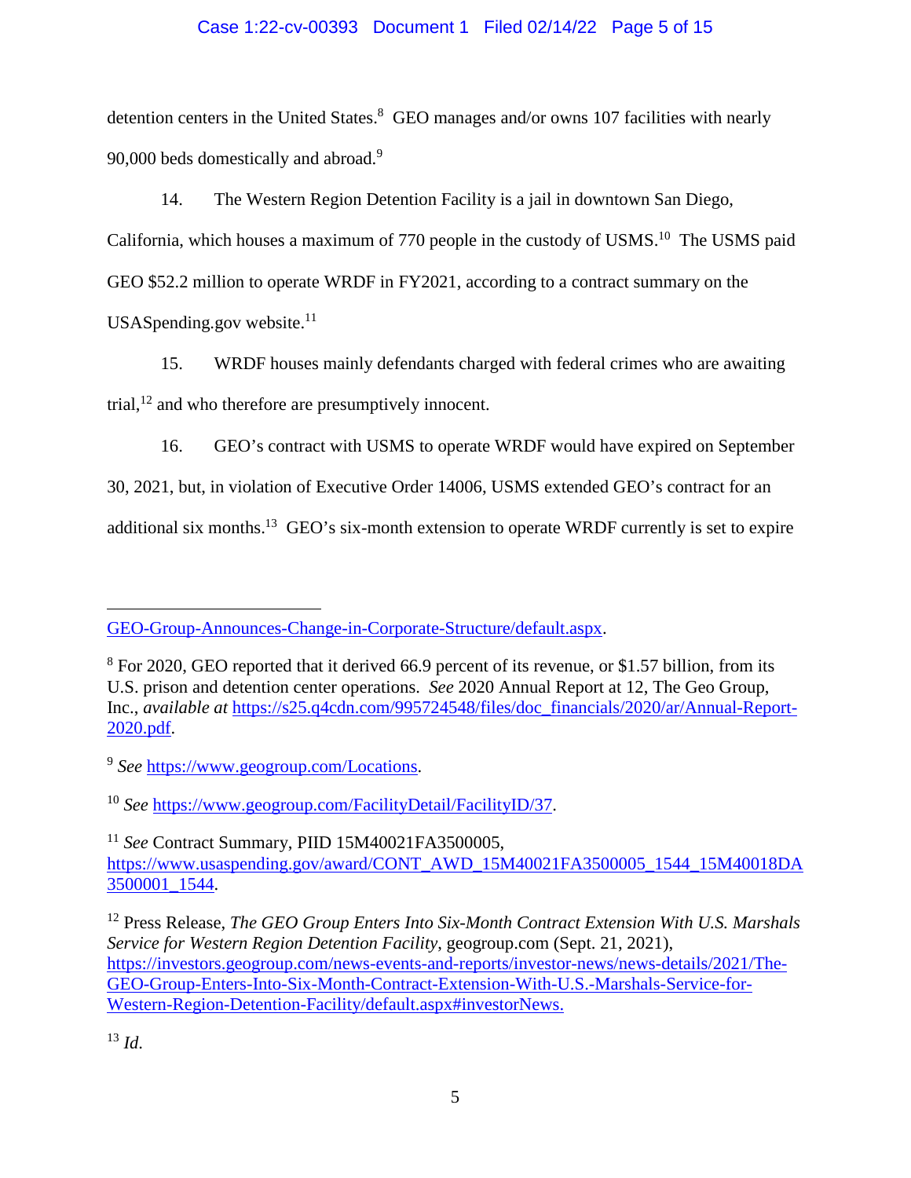detention centers in the United States.[8] GEO manages and/or owns 107 facilities with nearly 90,000 beds domestically and abroad.[9]

14. The Western Region Detention Facility is a jail in downtown San Diego, California, which houses a maximum of 770 people in the custody of USMS.[10] The USMS paid GEO $52.2 million to operate WRDF in FY2021, according to a contract summary on the USASpending.gov website.[11]

15. WRDF houses mainly defendants charged with federal crimes who are awaiting trial,[12] and who therefore are presumptively innocent.

16. GEO's contract with USMS to operate WRDF would have expired on September 30, 2021, but, in violation of Executive Order 14006, USMS extended GEO's contract for an additional six months.[13] GEO's six-month extension to operate WRDF currently is set to expire

---

GEO-Group-Announces-Change-in-Corporate-Structure/default.aspx.

[8] For 2020, GEO reported that it derived 66.9 percent of its revenue, or $1.57 billion, from its U.S. prison and detention center operations. *See* 2020 Annual Report at 12, The Geo Group, Inc., *available at* https://s25.q4cdn.com/995724548/files/doc_financials/2020/ar/Annual-Report-2020.pdf.

[9] *See* https://www.geogroup.com/Locations.

[10] *See* https://www.geogroup.com/FacilityDetail/FacilityID/37.

[11] *See* Contract Summary, PIID 15M40021FA3500005, https://www.usaspending.gov/award/CONT_AWD_15M40021FA3500005_1544_15M40018DA3500001_1544.

[12] Press Release, *The GEO Group Enters Into Six-Month Contract Extension With U.S. Marshals Service for Western Region Detention Facility*, geogroup.com (Sept. 21, 2021), https://investors.geogroup.com/news-events-and-reports/investor-news/news-details/2021/The-GEO-Group-Enters-Into-Six-Month-Contract-Extension-With-U.S.-Marshals-Service-for-Western-Region-Detention-Facility/default.aspx#investorNews.

[13] *Id.*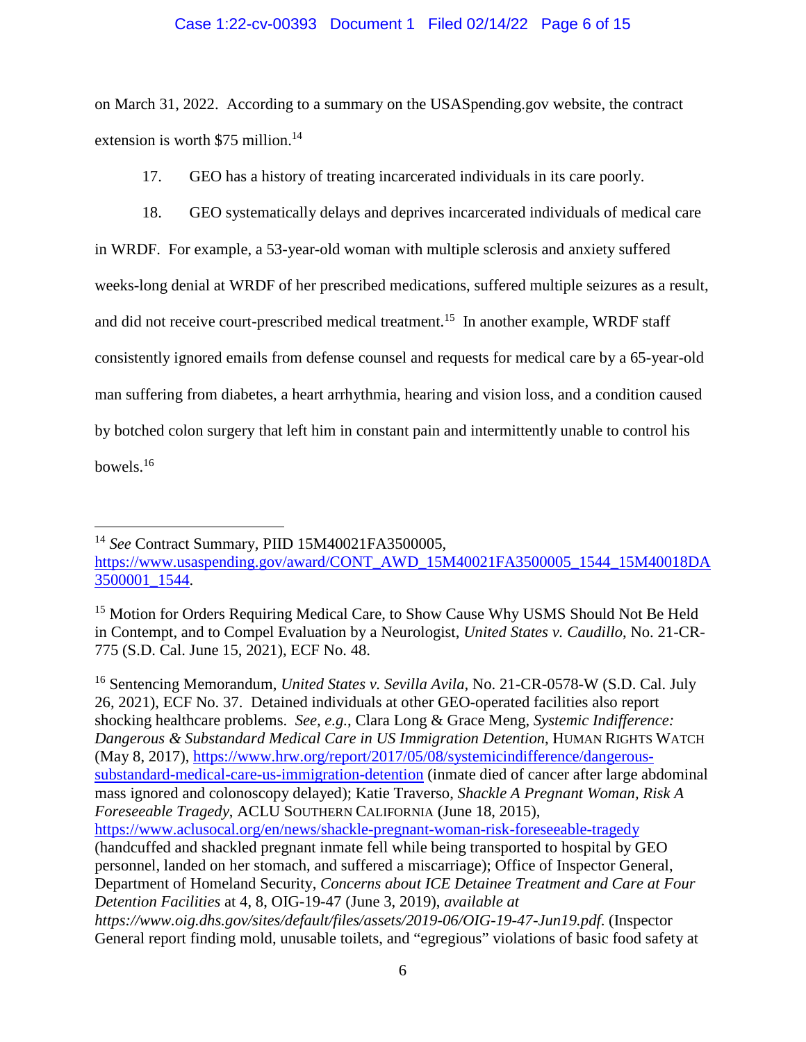on March 31, 2022. According to a summary on the USASpending.gov website, the contract extension is worth $75 million.[14]

17. GEO has a history of treating incarcerated individuals in its care poorly.

18. GEO systematically delays and deprives incarcerated individuals of medical care in WRDF. For example, a 53-year-old woman with multiple sclerosis and anxiety suffered weeks-long denial at WRDF of her prescribed medications, suffered multiple seizures as a result, and did not receive court-prescribed medical treatment.[15] In another example, WRDF staff consistently ignored emails from defense counsel and requests for medical care by a 65-year-old man suffering from diabetes, a heart arrhythmia, hearing and vision loss, and a condition caused by botched colon surgery that left him in constant pain and intermittently unable to control his bowels.[16]

---

[14] *See* Contract Summary, PIID 15M40021FA3500005, https://www.usaspending.gov/award/CONT_AWD_15M40021FA3500005_1544_15M40018DA3500001_1544.

[15] Motion for Orders Requiring Medical Care, to Show Cause Why USMS Should Not Be Held in Contempt, and to Compel Evaluation by a Neurologist, *United States v. Caudillo*, No. 21-CR-775 (S.D. Cal. June 15, 2021), ECF No. 48.

[16] Sentencing Memorandum, *United States v. Sevilla Avila*, No. 21-CR-0578-W (S.D. Cal. July 26, 2021), ECF No. 37. Detained individuals at other GEO-operated facilities also report shocking healthcare problems. *See, e.g.*, Clara Long & Grace Meng, *Systemic Indifference: Dangerous & Substandard Medical Care in US Immigration Detention*, HUMAN RIGHTS WATCH (May 8, 2017), https://www.hrw.org/report/2017/05/08/systemicindifference/dangerous-substandard-medical-care-us-immigration-detention (inmate died of cancer after large abdominal mass ignored and colonoscopy delayed); Katie Traverso, *Shackle A Pregnant Woman, Risk A Foreseeable Tragedy*, ACLU SOUTHERN CALIFORNIA (June 18, 2015), https://www.aclusocal.org/en/news/shackle-pregnant-woman-risk-foreseeable-tragedy (handcuffed and shackled pregnant inmate fell while being transported to hospital by GEO personnel, landed on her stomach, and suffered a miscarriage); Office of Inspector General, Department of Homeland Security, *Concerns about ICE Detainee Treatment and Care at Four Detention Facilities* at 4, 8, OIG-19-47 (June 3, 2019), *available at https://www.oig.dhs.gov/sites/default/files/assets/2019-06/OIG-19-47-Jun19.pdf*. (Inspector General report finding mold, unusable toilets, and "egregious" violations of basic food safety at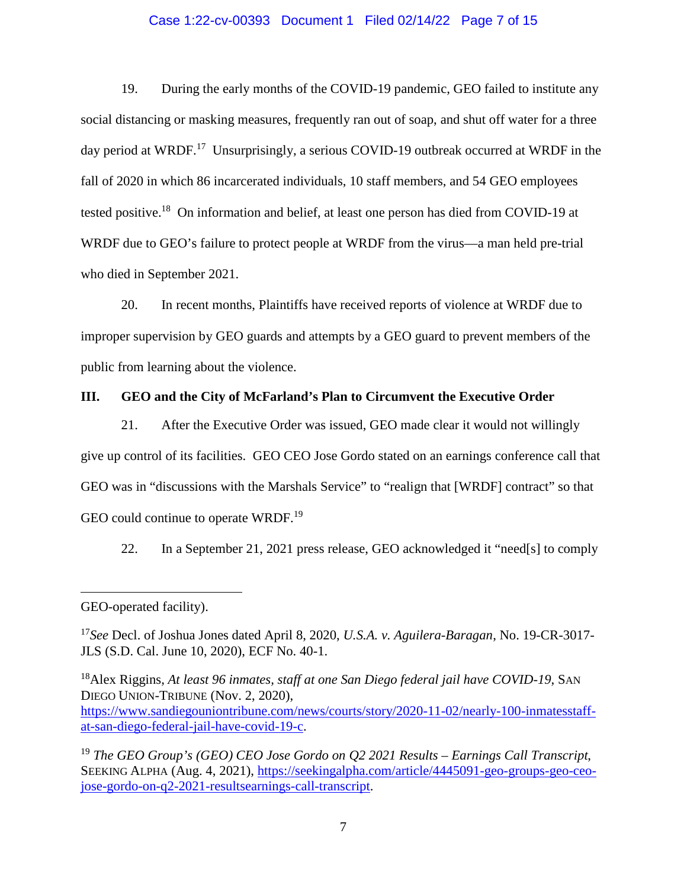19. During the early months of the COVID-19 pandemic, GEO failed to institute any social distancing or masking measures, frequently ran out of soap, and shut off water for a three day period at WRDF.[17] Unsurprisingly, a serious COVID-19 outbreak occurred at WRDF in the fall of 2020 in which 86 incarcerated individuals, 10 staff members, and 54 GEO employees tested positive.[18] On information and belief, at least one person has died from COVID-19 at WRDF due to GEO's failure to protect people at WRDF from the virus—a man held pre-trial who died in September 2021.

20. In recent months, Plaintiffs have received reports of violence at WRDF due to improper supervision by GEO guards and attempts by a GEO guard to prevent members of the public from learning about the violence.

### III. GEO and the City of McFarland's Plan to Circumvent the Executive Order

21. After the Executive Order was issued, GEO made clear it would not willingly give up control of its facilities. GEO CEO Jose Gordo stated on an earnings conference call that GEO was in "discussions with the Marshals Service" to "realign that [WRDF] contract" so that GEO could continue to operate WRDF.[19]

22. In a September 21, 2021 press release, GEO acknowledged it "need[s] to comply

---

GEO-operated facility).

[17] *See* Decl. of Joshua Jones dated April 8, 2020, *U.S.A. v. Aguilera-Baragan*, No. 19-CR-3017-JLS (S.D. Cal. June 10, 2020), ECF No. 40-1.

[18] Alex Riggins, *At least 96 inmates, staff at one San Diego federal jail have COVID-19*, SAN DIEGO UNION-TRIBUNE (Nov. 2, 2020), https://www.sandiegouniontribune.com/news/courts/story/2020-11-02/nearly-100-inmatesstaff-at-san-diego-federal-jail-have-covid-19-c.

[19] *The GEO Group's (GEO) CEO Jose Gordo on Q2 2021 Results – Earnings Call Transcript*, SEEKING ALPHA (Aug. 4, 2021), https://seekingalpha.com/article/4445091-geo-groups-geo-ceo-jose-gordo-on-q2-2021-resultsearnings-call-transcript.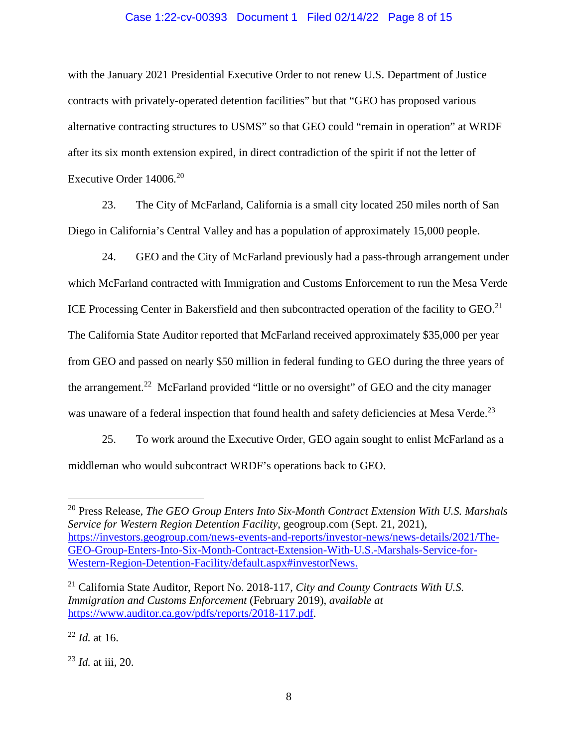with the January 2021 Presidential Executive Order to not renew U.S. Department of Justice contracts with privately-operated detention facilities" but that "GEO has proposed various alternative contracting structures to USMS" so that GEO could "remain in operation" at WRDF after its six month extension expired, in direct contradiction of the spirit if not the letter of Executive Order 14006.[20]

23. The City of McFarland, California is a small city located 250 miles north of San Diego in California's Central Valley and has a population of approximately 15,000 people.

24. GEO and the City of McFarland previously had a pass-through arrangement under which McFarland contracted with Immigration and Customs Enforcement to run the Mesa Verde ICE Processing Center in Bakersfield and then subcontracted operation of the facility to GEO.[21] The California State Auditor reported that McFarland received approximately $35,000 per year from GEO and passed on nearly $50 million in federal funding to GEO during the three years of the arrangement.[22] McFarland provided "little or no oversight" of GEO and the city manager was unaware of a federal inspection that found health and safety deficiencies at Mesa Verde.[23]

25. To work around the Executive Order, GEO again sought to enlist McFarland as a middleman who would subcontract WRDF's operations back to GEO.

---

[20] Press Release, *The GEO Group Enters Into Six-Month Contract Extension With U.S. Marshals Service for Western Region Detention Facility*, geogroup.com (Sept. 21, 2021), https://investors.geogroup.com/news-events-and-reports/investor-news/news-details/2021/The-GEO-Group-Enters-Into-Six-Month-Contract-Extension-With-U.S.-Marshals-Service-for-Western-Region-Detention-Facility/default.aspx#investorNews.

[21] California State Auditor, Report No. 2018-117, *City and County Contracts With U.S. Immigration and Customs Enforcement* (February 2019), *available at* https://www.auditor.ca.gov/pdfs/reports/2018-117.pdf.

[22] *Id.* at 16.

[23] *Id.* at iii, 20.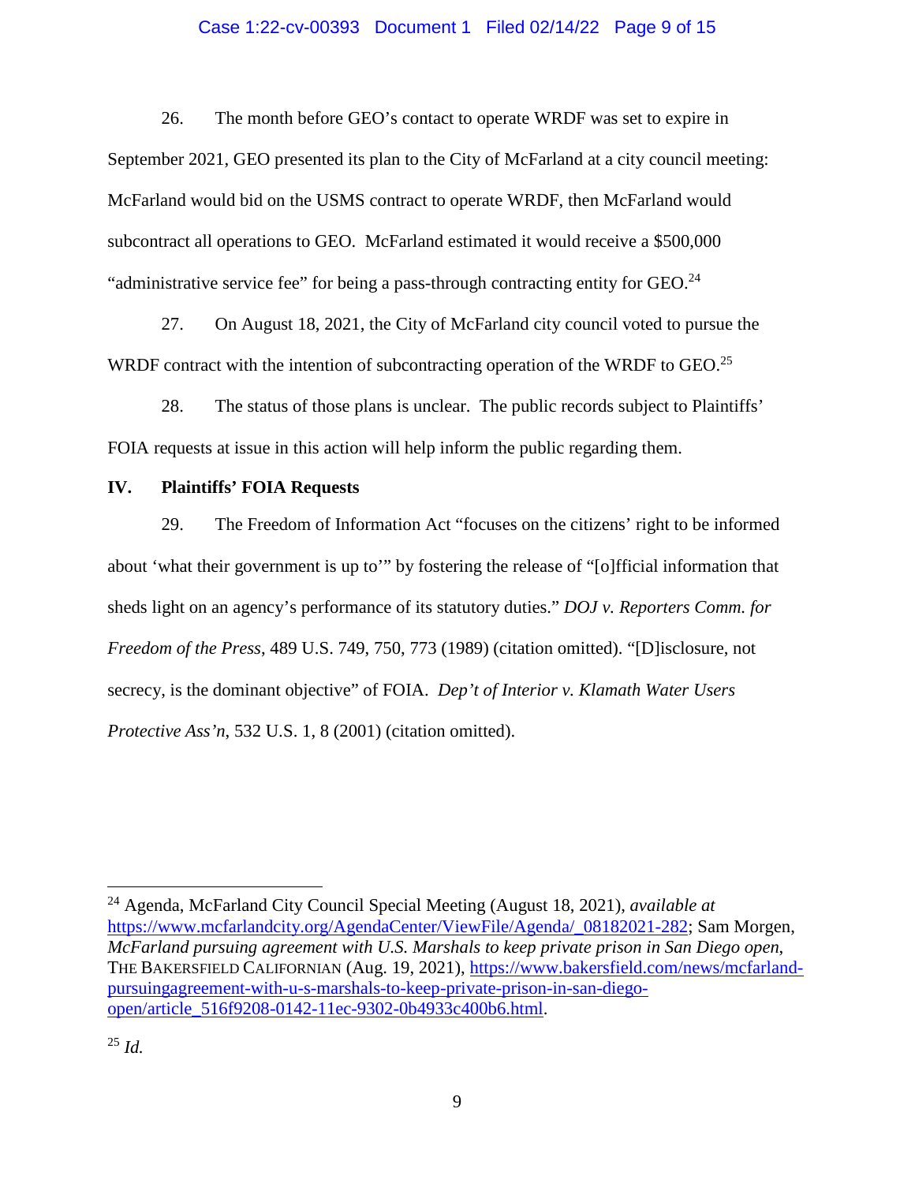26. The month before GEO's contact to operate WRDF was set to expire in September 2021, GEO presented its plan to the City of McFarland at a city council meeting: McFarland would bid on the USMS contract to operate WRDF, then McFarland would subcontract all operations to GEO. McFarland estimated it would receive a $500,000 "administrative service fee" for being a pass-through contracting entity for GEO.[24]

27. On August 18, 2021, the City of McFarland city council voted to pursue the WRDF contract with the intention of subcontracting operation of the WRDF to GEO.[25]

28. The status of those plans is unclear. The public records subject to Plaintiffs' FOIA requests at issue in this action will help inform the public regarding them.

## IV. Plaintiffs' FOIA Requests

29. The Freedom of Information Act "focuses on the citizens' right to be informed about 'what their government is up to'" by fostering the release of "[o]fficial information that sheds light on an agency's performance of its statutory duties." *DOJ v. Reporters Comm. for Freedom of the Press*, 489 U.S. 749, 750, 773 (1989) (citation omitted). "[D]isclosure, not secrecy, is the dominant objective" of FOIA. *Dep't of Interior v. Klamath Water Users Protective Ass'n*, 532 U.S. 1, 8 (2001) (citation omitted).

---

[24] Agenda, McFarland City Council Special Meeting (August 18, 2021), *available at* https://www.mcfarlandcity.org/AgendaCenter/ViewFile/Agenda/_08182021-282; Sam Morgen, *McFarland pursuing agreement with U.S. Marshals to keep private prison in San Diego open*, THE BAKERSFIELD CALIFORNIAN (Aug. 19, 2021), https://www.bakersfield.com/news/mcfarland-pursuingagreement-with-u-s-marshals-to-keep-private-prison-in-san-diego-open/article_516f9208-0142-11ec-9302-0b4933c400b6.html.

[25] *Id.*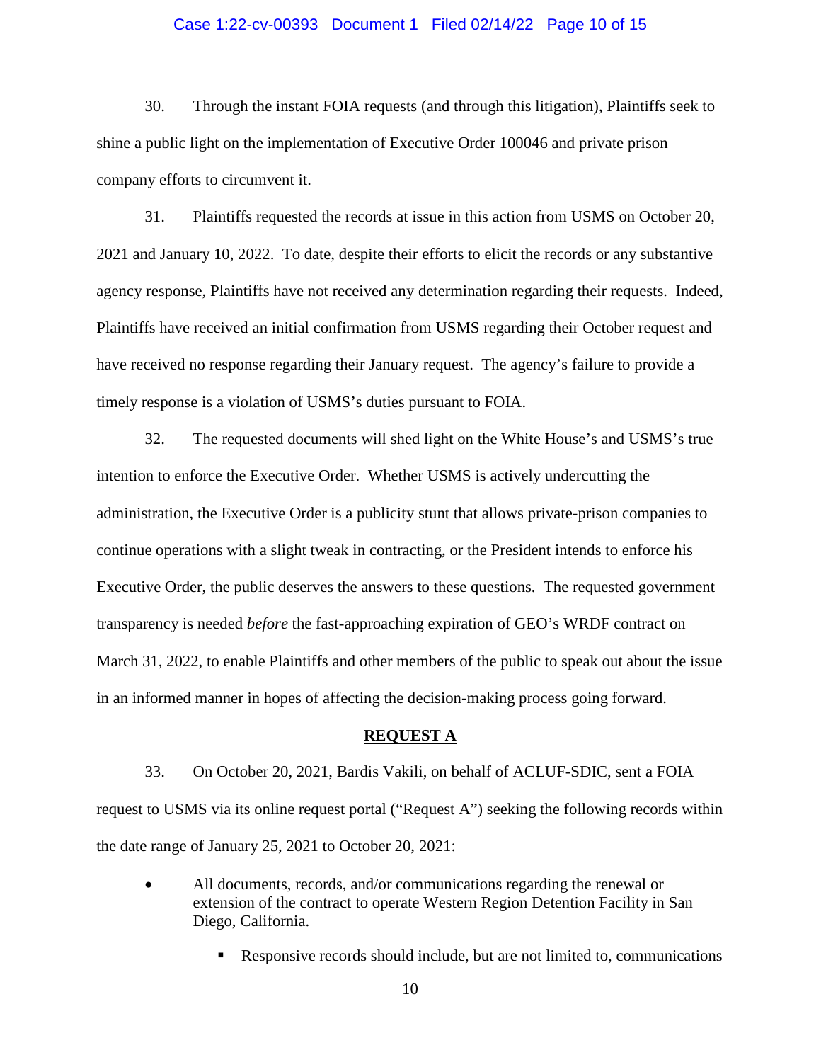30. Through the instant FOIA requests (and through this litigation), Plaintiffs seek to shine a public light on the implementation of Executive Order 100046 and private prison company efforts to circumvent it.

31. Plaintiffs requested the records at issue in this action from USMS on October 20, 2021 and January 10, 2022. To date, despite their efforts to elicit the records or any substantive agency response, Plaintiffs have not received any determination regarding their requests. Indeed, Plaintiffs have received an initial confirmation from USMS regarding their October request and have received no response regarding their January request. The agency's failure to provide a timely response is a violation of USMS's duties pursuant to FOIA.

32. The requested documents will shed light on the White House's and USMS's true intention to enforce the Executive Order. Whether USMS is actively undercutting the administration, the Executive Order is a publicity stunt that allows private-prison companies to continue operations with a slight tweak in contracting, or the President intends to enforce his Executive Order, the public deserves the answers to these questions. The requested government transparency is needed *before* the fast-approaching expiration of GEO's WRDF contract on March 31, 2022, to enable Plaintiffs and other members of the public to speak out about the issue in an informed manner in hopes of affecting the decision-making process going forward.

## REQUEST A

33. On October 20, 2021, Bardis Vakili, on behalf of ACLUF-SDIC, sent a FOIA request to USMS via its online request portal ("Request A") seeking the following records within the date range of January 25, 2021 to October 20, 2021:

- All documents, records, and/or communications regarding the renewal or extension of the contract to operate Western Region Detention Facility in San Diego, California.
  - Responsive records should include, but are not limited to, communications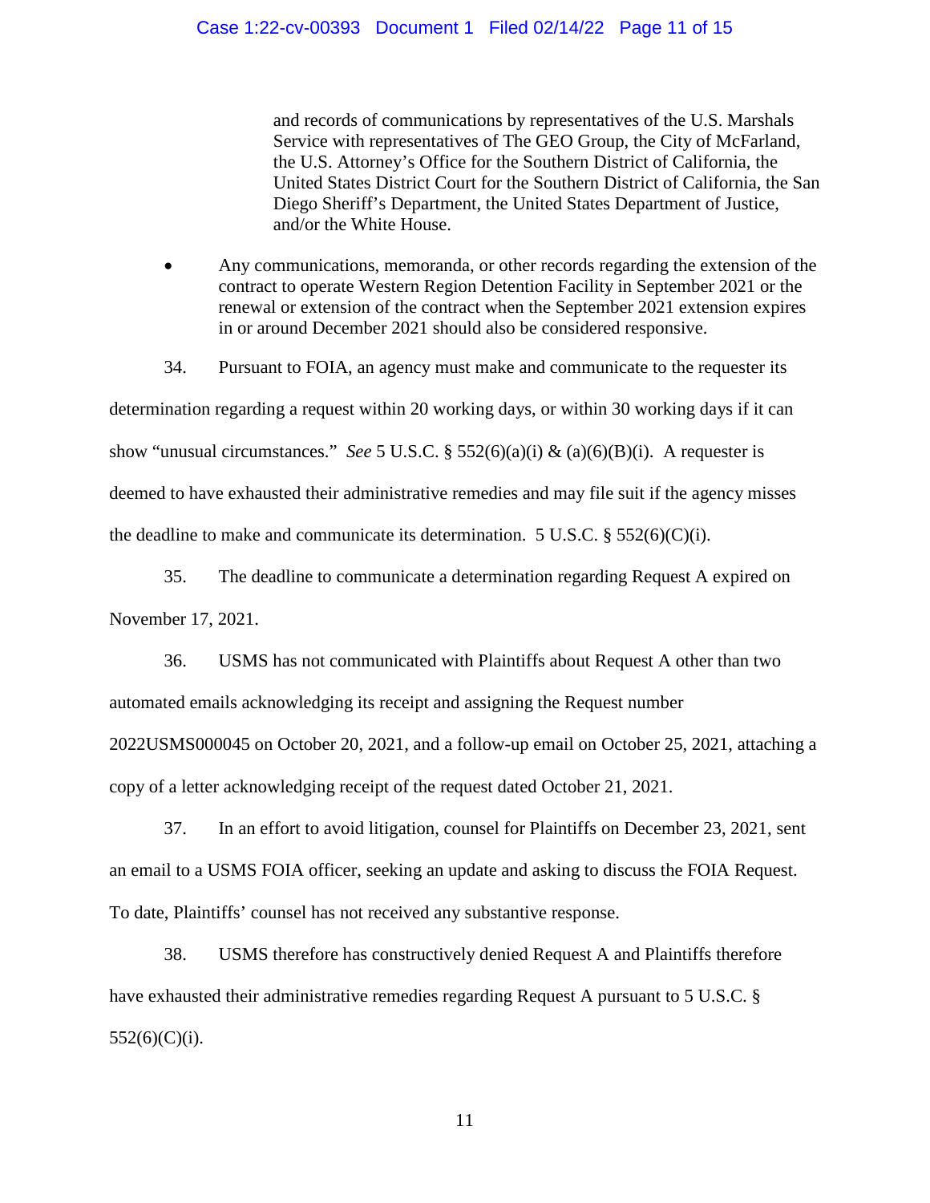and records of communications by representatives of the U.S. Marshals Service with representatives of The GEO Group, the City of McFarland, the U.S. Attorney's Office for the Southern District of California, the United States District Court for the Southern District of California, the San Diego Sheriff's Department, the United States Department of Justice, and/or the White House.

- Any communications, memoranda, or other records regarding the extension of the contract to operate Western Region Detention Facility in September 2021 or the renewal or extension of the contract when the September 2021 extension expires in or around December 2021 should also be considered responsive.

34. Pursuant to FOIA, an agency must make and communicate to the requester its determination regarding a request within 20 working days, or within 30 working days if it can show "unusual circumstances." *See* 5 U.S.C. § 552(6)(a)(i) & (a)(6)(B)(i). A requester is deemed to have exhausted their administrative remedies and may file suit if the agency misses the deadline to make and communicate its determination. 5 U.S.C. § 552(6)(C)(i).

35. The deadline to communicate a determination regarding Request A expired on November 17, 2021.

36. USMS has not communicated with Plaintiffs about Request A other than two automated emails acknowledging its receipt and assigning the Request number 2022USMS000045 on October 20, 2021, and a follow-up email on October 25, 2021, attaching a copy of a letter acknowledging receipt of the request dated October 21, 2021.

37. In an effort to avoid litigation, counsel for Plaintiffs on December 23, 2021, sent an email to a USMS FOIA officer, seeking an update and asking to discuss the FOIA Request. To date, Plaintiffs' counsel has not received any substantive response.

38. USMS therefore has constructively denied Request A and Plaintiffs therefore have exhausted their administrative remedies regarding Request A pursuant to 5 U.S.C. § 552(6)(C)(i).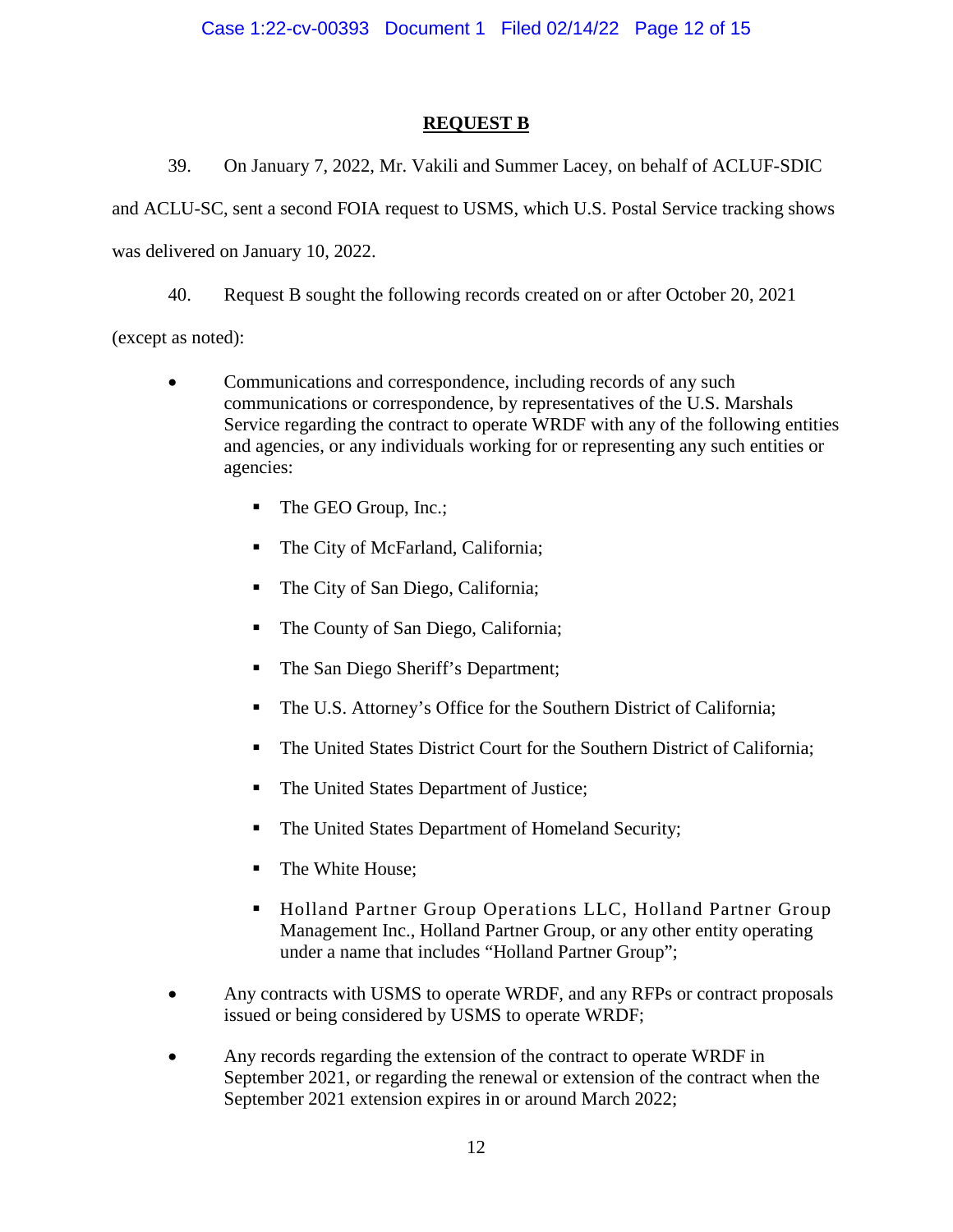**REQUEST B**

39. On January 7, 2022, Mr. Vakili and Summer Lacey, on behalf of ACLUF-SDIC and ACLU-SC, sent a second FOIA request to USMS, which U.S. Postal Service tracking shows was delivered on January 10, 2022.

40. Request B sought the following records created on or after October 20, 2021 (except as noted):

- Communications and correspondence, including records of any such communications or correspondence, by representatives of the U.S. Marshals Service regarding the contract to operate WRDF with any of the following entities and agencies, or any individuals working for or representing any such entities or agencies:
  - The GEO Group, Inc.;
  - The City of McFarland, California;
  - The City of San Diego, California;
  - The County of San Diego, California;
  - The San Diego Sheriff's Department;
  - The U.S. Attorney's Office for the Southern District of California;
  - The United States District Court for the Southern District of California;
  - The United States Department of Justice;
  - The United States Department of Homeland Security;
  - The White House;
  - Holland Partner Group Operations LLC, Holland Partner Group Management Inc., Holland Partner Group, or any other entity operating under a name that includes "Holland Partner Group";
- Any contracts with USMS to operate WRDF, and any RFPs or contract proposals issued or being considered by USMS to operate WRDF;
- Any records regarding the extension of the contract to operate WRDF in September 2021, or regarding the renewal or extension of the contract when the September 2021 extension expires in or around March 2022;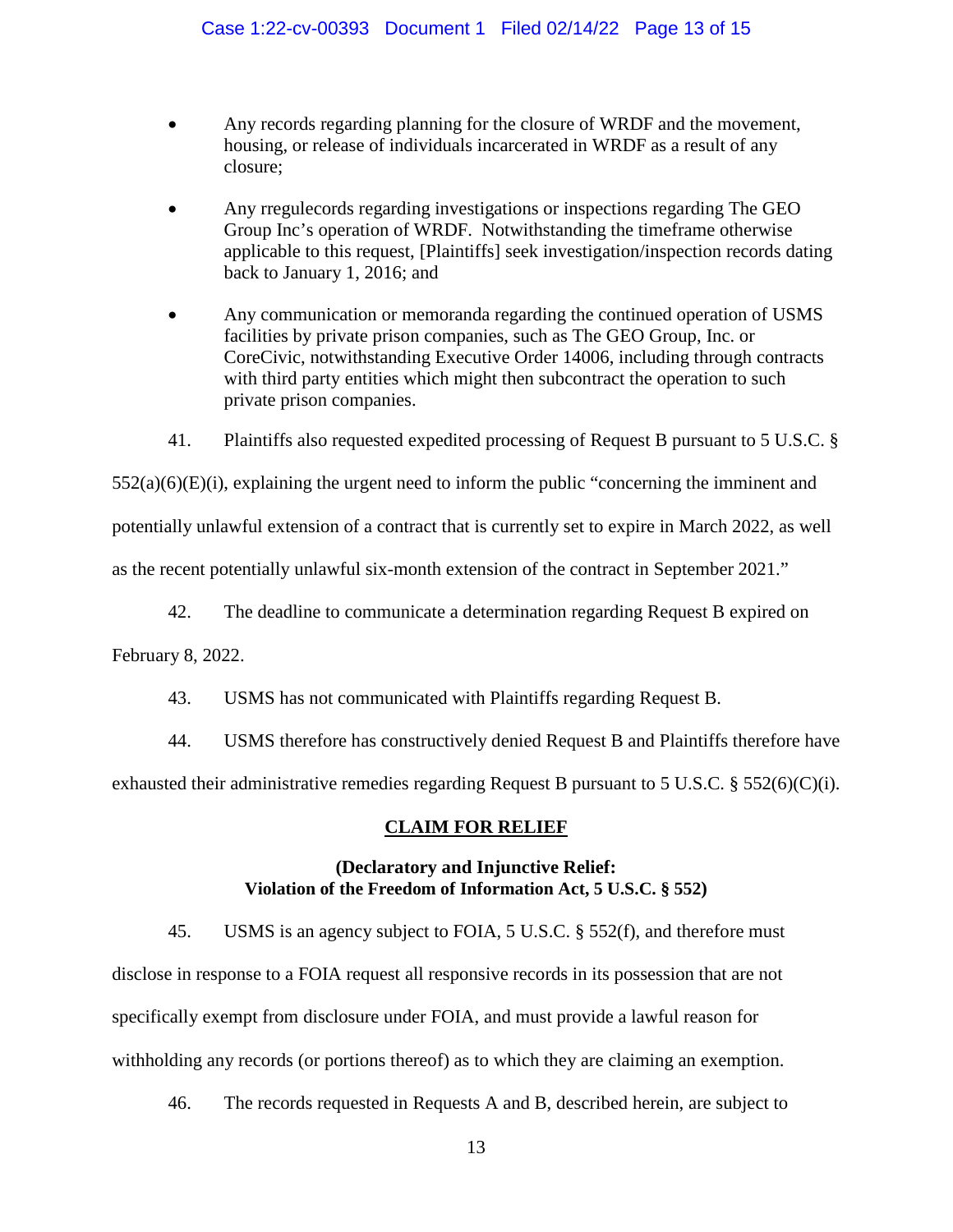- Any records regarding planning for the closure of WRDF and the movement, housing, or release of individuals incarcerated in WRDF as a result of any closure;

- Any rregulecords regarding investigations or inspections regarding The GEO Group Inc's operation of WRDF. Notwithstanding the timeframe otherwise applicable to this request, [Plaintiffs] seek investigation/inspection records dating back to January 1, 2016; and

- Any communication or memoranda regarding the continued operation of USMS facilities by private prison companies, such as The GEO Group, Inc. or CoreCivic, notwithstanding Executive Order 14006, including through contracts with third party entities which might then subcontract the operation to such private prison companies.

41. Plaintiffs also requested expedited processing of Request B pursuant to 5 U.S.C. § 552(a)(6)(E)(i), explaining the urgent need to inform the public "concerning the imminent and potentially unlawful extension of a contract that is currently set to expire in March 2022, as well as the recent potentially unlawful six-month extension of the contract in September 2021."

42. The deadline to communicate a determination regarding Request B expired on February 8, 2022.

43. USMS has not communicated with Plaintiffs regarding Request B.

44. USMS therefore has constructively denied Request B and Plaintiffs therefore have exhausted their administrative remedies regarding Request B pursuant to 5 U.S.C. § 552(6)(C)(i).

## CLAIM FOR RELIEF

**(Declaratory and Injunctive Relief: Violation of the Freedom of Information Act, 5 U.S.C. § 552)**

45. USMS is an agency subject to FOIA, 5 U.S.C. § 552(f), and therefore must disclose in response to a FOIA request all responsive records in its possession that are not specifically exempt from disclosure under FOIA, and must provide a lawful reason for withholding any records (or portions thereof) as to which they are claiming an exemption.

46. The records requested in Requests A and B, described herein, are subject to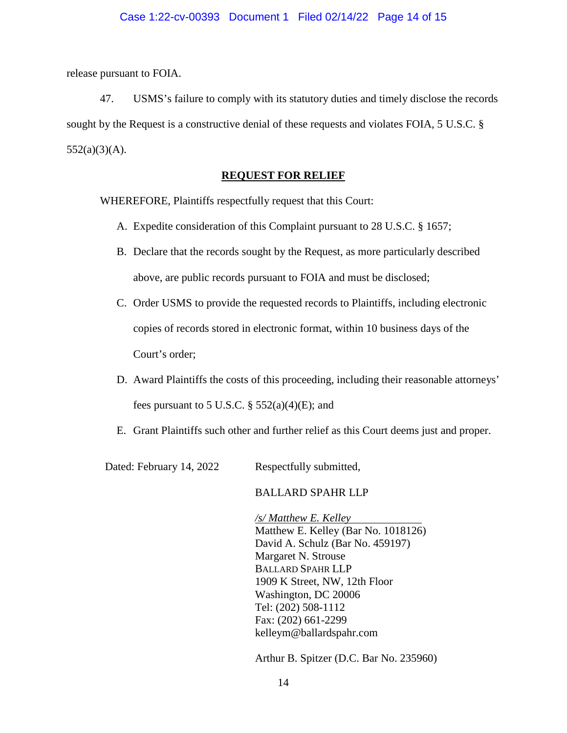release pursuant to FOIA.

47. USMS's failure to comply with its statutory duties and timely disclose the records sought by the Request is a constructive denial of these requests and violates FOIA, 5 U.S.C. § 552(a)(3)(A).

## REQUEST FOR RELIEF

WHEREFORE, Plaintiffs respectfully request that this Court:

A. Expedite consideration of this Complaint pursuant to 28 U.S.C. § 1657;

B. Declare that the records sought by the Request, as more particularly described above, are public records pursuant to FOIA and must be disclosed;

C. Order USMS to provide the requested records to Plaintiffs, including electronic copies of records stored in electronic format, within 10 business days of the Court's order;

D. Award Plaintiffs the costs of this proceeding, including their reasonable attorneys' fees pursuant to 5 U.S.C. § 552(a)(4)(E); and

E. Grant Plaintiffs such other and further relief as this Court deems just and proper.

Dated: February 14, 2022

Respectfully submitted,

BALLARD SPAHR LLP

*/s/ Matthew E. Kelley*
Matthew E. Kelley (Bar No. 1018126)
David A. Schulz (Bar No. 459197)
Margaret N. Strouse
BALLARD SPAHR LLP
1909 K Street, NW, 12th Floor
Washington, DC 20006
Tel: (202) 508-1112
Fax: (202) 661-2299
kelleym@ballardspahr.com

Arthur B. Spitzer (D.C. Bar No. 235960)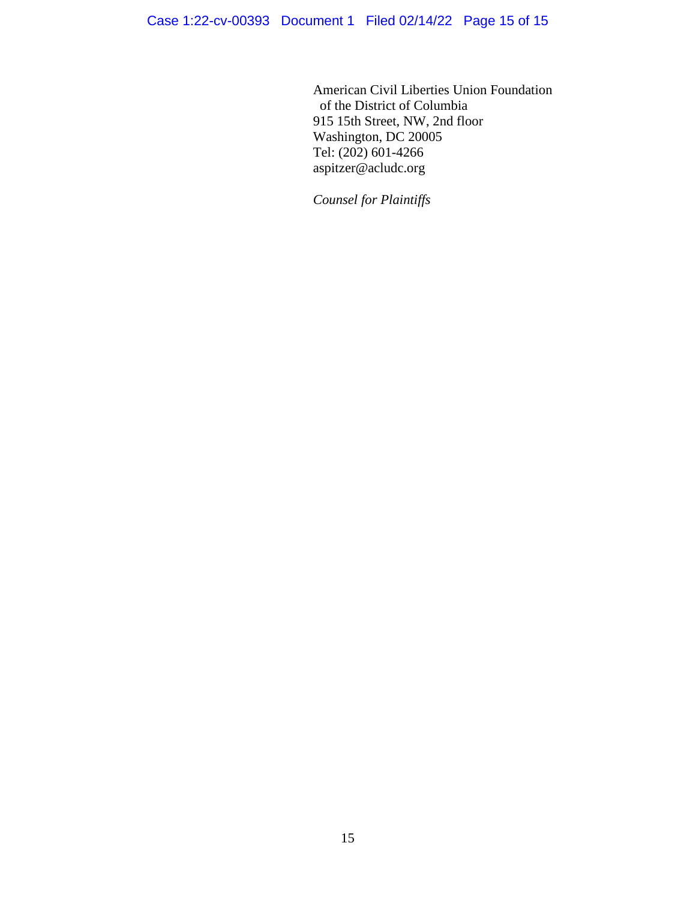American Civil Liberties Union Foundation
  of the District of Columbia
915 15th Street, NW, 2nd floor
Washington, DC 20005
Tel: (202) 601-4266
aspitzer@acludc.org

*Counsel for Plaintiffs*